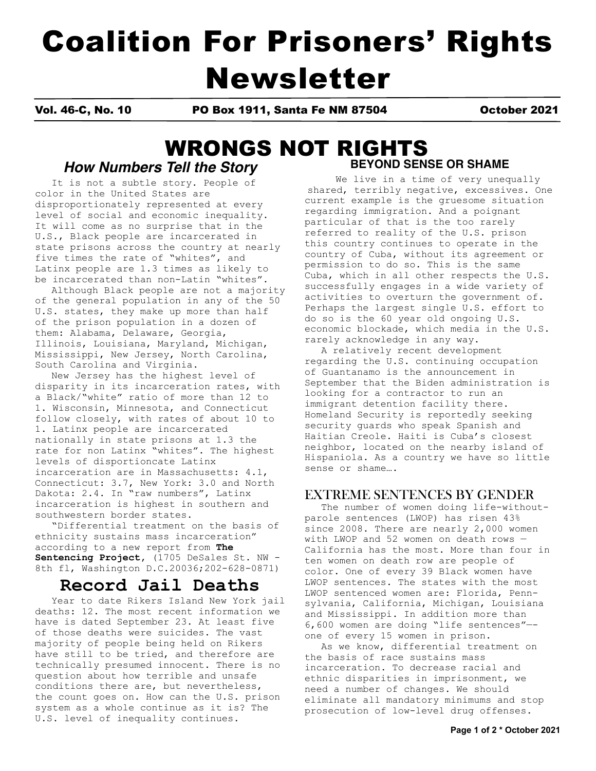# Coalition For Prisoners' Rights Newsletter

**Vol. 46-C, No. 10** **PO Box 1911, Santa Fe NM 87504** **October 2021**

# WRONGS NOT RIGHTS

## *How Numbers Tell the Story*

It is not a subtle story. People of color in the United States are disproportionately represented at every level of social and economic inequality. It will come as no surprise that in the U.S., Black people are incarcerated in state prisons across the country at nearly five times the rate of "whites", and Latinx people are 1.3 times as likely to be incarcerated than non-Latin "whites".

Although Black people are not a majority of the general population in any of the 50 U.S. states, they make up more than half of the prison population in a dozen of them: Alabama, Delaware, Georgia, Illinois, Louisiana, Maryland, Michigan, Mississippi, New Jersey, North Carolina, South Carolina and Virginia.

New Jersey has the highest level of disparity in its incarceration rates, with a Black/"white" ratio of more than 12 to 1. Wisconsin, Minnesota, and Connecticut follow closely, with rates of about 10 to 1. Latinx people are incarcerated nationally in state prisons at 1.3 the rate for non Latinx "whites". The highest levels of disportioncate Latinx incarceration are in Massachusetts: 4.1, Connecticut: 3.7, New York: 3.0 and North Dakota: 2.4. In "raw numbers", Latinx incarceration is highest in southern and southwestern border states.

"Differential treatment on the basis of ethnicity sustains mass incarceration" according to a new report from **The Sentencing Project**, (1705 DeSales St. NW - 8th fl, Washington D.C.20036;202-628-0871)

## Record Jail Deaths

Year to date Rikers Island New York jail deaths: 12. The most recent information we have is dated September 23. At least five of those deaths were suicides. The vast majority of people being held on Rikers have still to be tried, and therefore are technically presumed innocent. There is no question about how terrible and unsafe conditions there are, but nevertheless, the count goes on. How can the U.S. prison system as a whole continue as it is? The U.S. level of inequality continues.

## BEYOND SENSE OR SHAME

We live in a time of very unequally shared, terribly negative, excessives. One current example is the gruesome situation regarding immigration. And a poignant particular of that is the too rarely referred to reality of the U.S. prison this country continues to operate in the country of Cuba, without its agreement or permission to do so. This is the same Cuba, which in all other respects the U.S. successfully engages in a wide variety of activities to overturn the government of. Perhaps the largest single U.S. effort to do so is the 60 year old ongoing U.S. economic blockade, which media in the U.S. rarely acknowledge in any way.

A relatively recent development regarding the U.S. continuing occupation of Guantanamo is the announcement in September that the Biden administration is looking for a contractor to run an immigrant detention facility there. Homeland Security is reportedly seeking security guards who speak Spanish and Haitian Creole. Haiti is Cuba's closest neighbor, located on the nearby island of Hispaniola. As a country we have so little sense or shame….

## EXTREME SENTENCES BY GENDER

The number of women doing life-without-parole sentences (LWOP) has risen 43% since 2008. There are nearly 2,000 women with LWOP and 52 women on death rows — California has the most. More than four in ten women on death row are people of color. One of every 39 Black women have LWOP sentences. The states with the most LWOP sentenced women are: Florida, Pennsylvania, California, Michigan, Louisiana and Mississippi. In addition more than 6,600 women are doing "life sentences"—one of every 15 women in prison.

As we know, differential treatment on the basis of race sustains mass incarceration. To decrease racial and ethnic disparities in imprisonment, we need a number of changes. We should eliminate all mandatory minimums and stop prosecution of low-level drug offenses.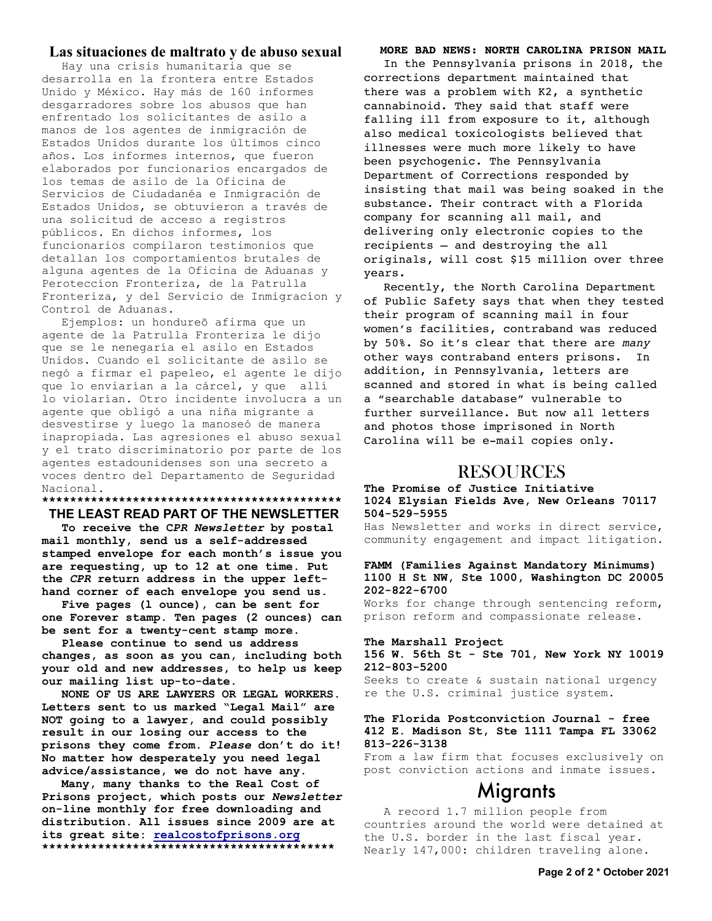## Las situaciones de maltrato y de abuso sexual

Hay una crisis humanitaria que se desarrolla en la frontera entre Estados Unido y México. Hay más de 160 informes desgarradores sobre los abusos que han enfrentado los solicitantes de asilo a manos de los agentes de inmigración de Estados Unidos durante los últimos cinco años. Los informes internos, que fueron elaborados por funcionarios encargados de los temas de asilo de la Oficina de Servicios de Ciudadanéa e Inmigración de Estados Unidos, se obtuvieron a través de una solicitud de acceso a registros públicos. En dichos informes, los funcionarios compilaron testimonios que detallan los comportamientos brutales de alguna agentes de la Oficina de Aduanas y Peroteccíon Fronteriza, de la Patrulla Fronteriza, y del Servicio de Inmigracíon y Control de Aduanas.

Ejemplos: un hondureõ afirma que un agente de la Patrulla Fronteriza le dijo que se le negaría el asilo en Estados Unidos. Cuando el solicitante de asilo se negó a firmar el papeleo, el agente le dijo que lo enviarían a la cárcel, y que allí lo violarían. Otro incidente involucra a un agente que obligó a una niña migrante a desvestirse y luego la manoseó de manera inapropiada. Las agresiones el abuso sexual y el trato discriminatorio por parte de los agentes estadounidenses son una secreto a voces dentro del Departamento de Seguridad Nacional.

*******************************************

## THE LEAST READ PART OF THE NEWSLETTER

**To receive the *CPR Newsletter* by postal mail monthly, send us a self-addressed stamped envelope for each month's issue you are requesting, up to 12 at one time. Put the *CPR* return address in the upper left-hand corner of each envelope you send us.**

**Five pages (1 ounce), can be sent for one Forever stamp. Ten pages (2 ounces) can be sent for a twenty-cent stamp more.**

**Please continue to send us address changes, as soon as you can, including both your old and new addresses, to help us keep our mailing list up-to-date.**

**NONE OF US ARE LAWYERS OR LEGAL WORKERS. Letters sent to us marked "Legal Mail" are NOT going to a lawyer, and could possibly result in our losing our access to the prisons they come from. *Please* don't do it! No matter how desperately you need legal advice/assistance, we do not have any.**

**Many, many thanks to the Real Cost of Prisons project, which posts our *Newsletter* on-line monthly for free downloading and distribution. All issues since 2009 are at its great site: realcostofprisons.org**

*******************************************

**MORE BAD NEWS: NORTH CAROLINA PRISON MAIL**

In the Pennsylvania prisons in 2018, the corrections department maintained that there was a problem with K2, a synthetic cannabinoid. They said that staff were falling ill from exposure to it, although also medical toxicologists believed that illnesses were much more likely to have been psychogenic. The Pennsylvania Department of Corrections responded by insisting that mail was being soaked in the substance. Their contract with a Florida company for scanning all mail, and delivering only electronic copies to the recipients — and destroying the all originals, will cost $15 million over three years.

Recently, the North Carolina Department of Public Safety says that when they tested their program of scanning mail in four women's facilities, contraband was reduced by 50%. So it's clear that there are *many* other ways contraband enters prisons. In addition, in Pennsylvania, letters are scanned and stored in what is being called a "searchable database" vulnerable to further surveillance. But now all letters and photos those imprisoned in North Carolina will be e-mail copies only.

## RESOURCES

**The Promise of Justice Initiative**
**1024 Elysian Fields Ave, New Orleans 70117**
**504-529-5955**
Has Newsletter and works in direct service, community engagement and impact litigation.

**FAMM (Families Against Mandatory Minimums)**
**1100 H St NW, Ste 1000, Washington DC 20005**
**202-822-6700**
Works for change through sentencing reform, prison reform and compassionate release.

**The Marshall Project**
**156 W. 56th St - Ste 701, New York NY 10019**
**212-803-5200**
Seeks to create & sustain national urgency re the U.S. criminal justice system.

**The Florida Postconviction Journal - free**
**412 E. Madison St, Ste 1111 Tampa FL 33062**
**813-226-3138**
From a law firm that focuses exclusively on post conviction actions and inmate issues.

## Migrants

A record 1.7 million people from countries around the world were detained at the U.S. border in the last fiscal year. Nearly 147,000: children traveling alone.